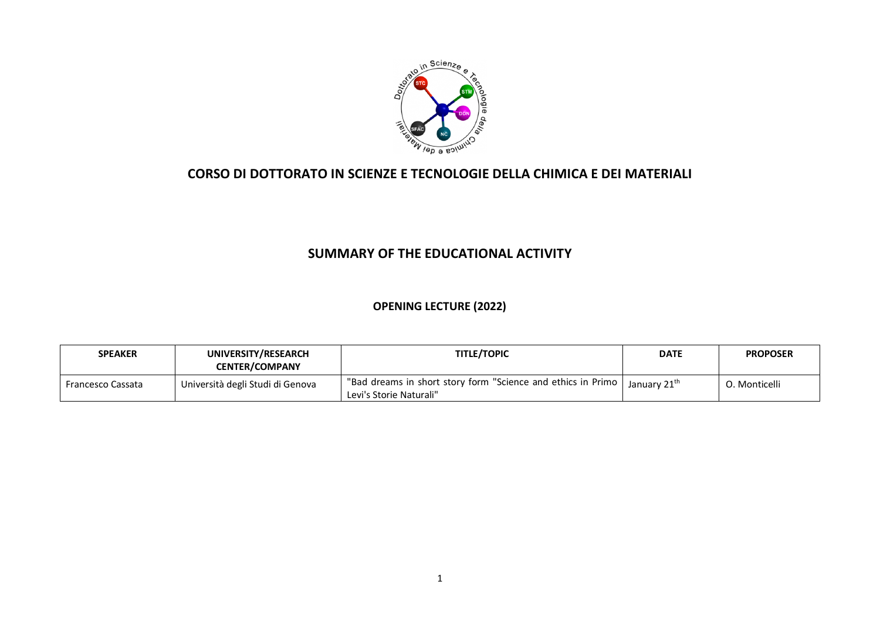# CORSO DI DOTTORATO IN SCIENZE E TECNOLOGIE DELLA CHIMICA E DEI MATERIALI

## SUMMARY OF THE EDUCATIONAL ACTIVITY

### OPENING LECTURE (2022)

| SPEAKER | UNIVERSITY/RESEARCH CENTER/COMPANY | TITLE/TOPIC | DATE | PROPOSER |
|---|---|---|---|---|
| Francesco Cassata | Università degli Studi di Genova | "Bad dreams in short story form "Science and ethics in Primo Levi's Storie Naturali" | January 21th | O. Monticelli |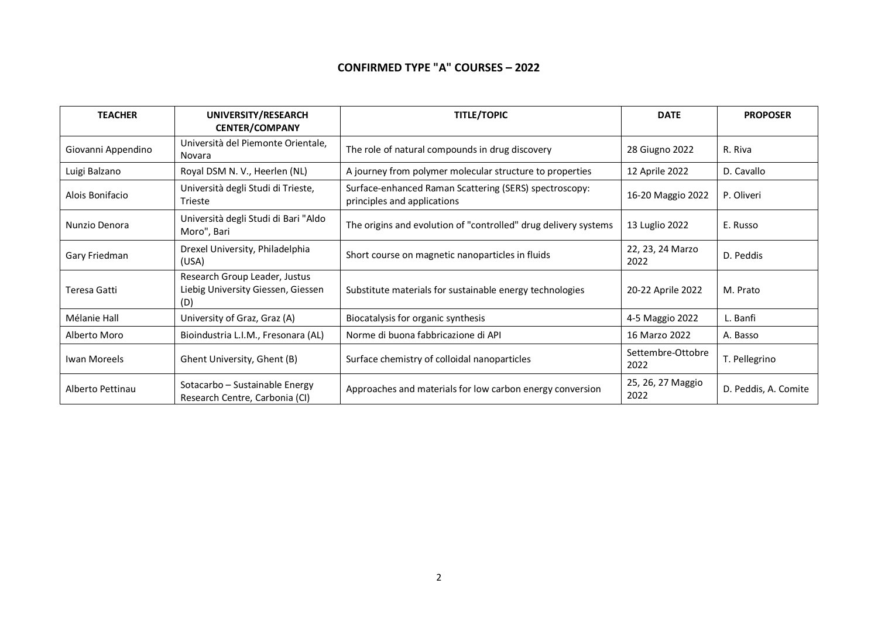# CONFIRMED TYPE "A" COURSES – 2022

| TEACHER | UNIVERSITY/RESEARCH CENTER/COMPANY | TITLE/TOPIC | DATE | PROPOSER |
|---|---|---|---|---|
| Giovanni Appendino | Università del Piemonte Orientale, Novara | The role of natural compounds in drug discovery | 28 Giugno 2022 | R. Riva |
| Luigi Balzano | Royal DSM N. V., Heerlen (NL) | A journey from polymer molecular structure to properties | 12 Aprile 2022 | D. Cavallo |
| Alois Bonifacio | Università degli Studi di Trieste, Trieste | Surface-enhanced Raman Scattering (SERS) spectroscopy: principles and applications | 16-20 Maggio 2022 | P. Oliveri |
| Nunzio Denora | Università degli Studi di Bari "Aldo Moro", Bari | The origins and evolution of "controlled" drug delivery systems | 13 Luglio 2022 | E. Russo |
| Gary Friedman | Drexel University, Philadelphia (USA) | Short course on magnetic nanoparticles in fluids | 22, 23, 24 Marzo 2022 | D. Peddis |
| Teresa Gatti | Research Group Leader, Justus Liebig University Giessen, Giessen (D) | Substitute materials for sustainable energy technologies | 20-22 Aprile 2022 | M. Prato |
| Mélanie Hall | University of Graz, Graz (A) | Biocatalysis for organic synthesis | 4-5 Maggio 2022 | L. Banfi |
| Alberto Moro | Bioindustria L.I.M., Fresonara (AL) | Norme di buona fabbricazione di API | 16 Marzo 2022 | A. Basso |
| Iwan Moreels | Ghent University, Ghent (B) | Surface chemistry of colloidal nanoparticles | Settembre-Ottobre 2022 | T. Pellegrino |
| Alberto Pettinau | Sotacarbo – Sustainable Energy Research Centre, Carbonia (CI) | Approaches and materials for low carbon energy conversion | 25, 26, 27 Maggio 2022 | D. Peddis, A. Comite |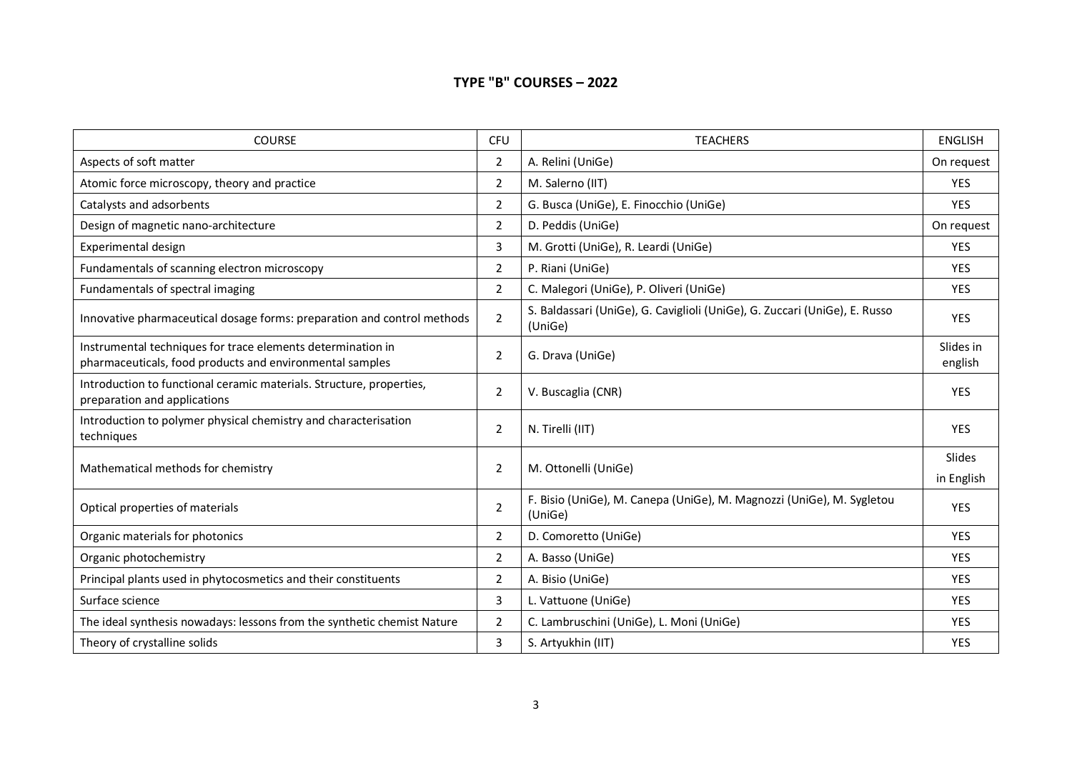## TYPE "B" COURSES – 2022

| COURSE | CFU | TEACHERS | ENGLISH |
|---|---|---|---|
| Aspects of soft matter | 2 | A. Relini (UniGe) | On request |
| Atomic force microscopy, theory and practice | 2 | M. Salerno (IIT) | YES |
| Catalysts and adsorbents | 2 | G. Busca (UniGe), E. Finocchio (UniGe) | YES |
| Design of magnetic nano-architecture | 2 | D. Peddis (UniGe) | On request |
| Experimental design | 3 | M. Grotti (UniGe), R. Leardi (UniGe) | YES |
| Fundamentals of scanning electron microscopy | 2 | P. Riani (UniGe) | YES |
| Fundamentals of spectral imaging | 2 | C. Malegori (UniGe), P. Oliveri (UniGe) | YES |
| Innovative pharmaceutical dosage forms: preparation and control methods | 2 | S. Baldassari (UniGe), G. Caviglioli (UniGe), G. Zuccari (UniGe), E. Russo (UniGe) | YES |
| Instrumental techniques for trace elements determination in pharmaceuticals, food products and environmental samples | 2 | G. Drava (UniGe) | Slides in english |
| Introduction to functional ceramic materials. Structure, properties, preparation and applications | 2 | V. Buscaglia (CNR) | YES |
| Introduction to polymer physical chemistry and characterisation techniques | 2 | N. Tirelli (IIT) | YES |
| Mathematical methods for chemistry | 2 | M. Ottonelli (UniGe) | Slides in English |
| Optical properties of materials | 2 | F. Bisio (UniGe), M. Canepa (UniGe), M. Magnozzi (UniGe), M. Sygletou (UniGe) | YES |
| Organic materials for photonics | 2 | D. Comoretto (UniGe) | YES |
| Organic photochemistry | 2 | A. Basso (UniGe) | YES |
| Principal plants used in phytocosmetics and their constituents | 2 | A. Bisio (UniGe) | YES |
| Surface science | 3 | L. Vattuone (UniGe) | YES |
| The ideal synthesis nowadays: lessons from the synthetic chemist Nature | 2 | C. Lambruschini (UniGe), L. Moni (UniGe) | YES |
| Theory of crystalline solids | 3 | S. Artyukhin (IIT) | YES |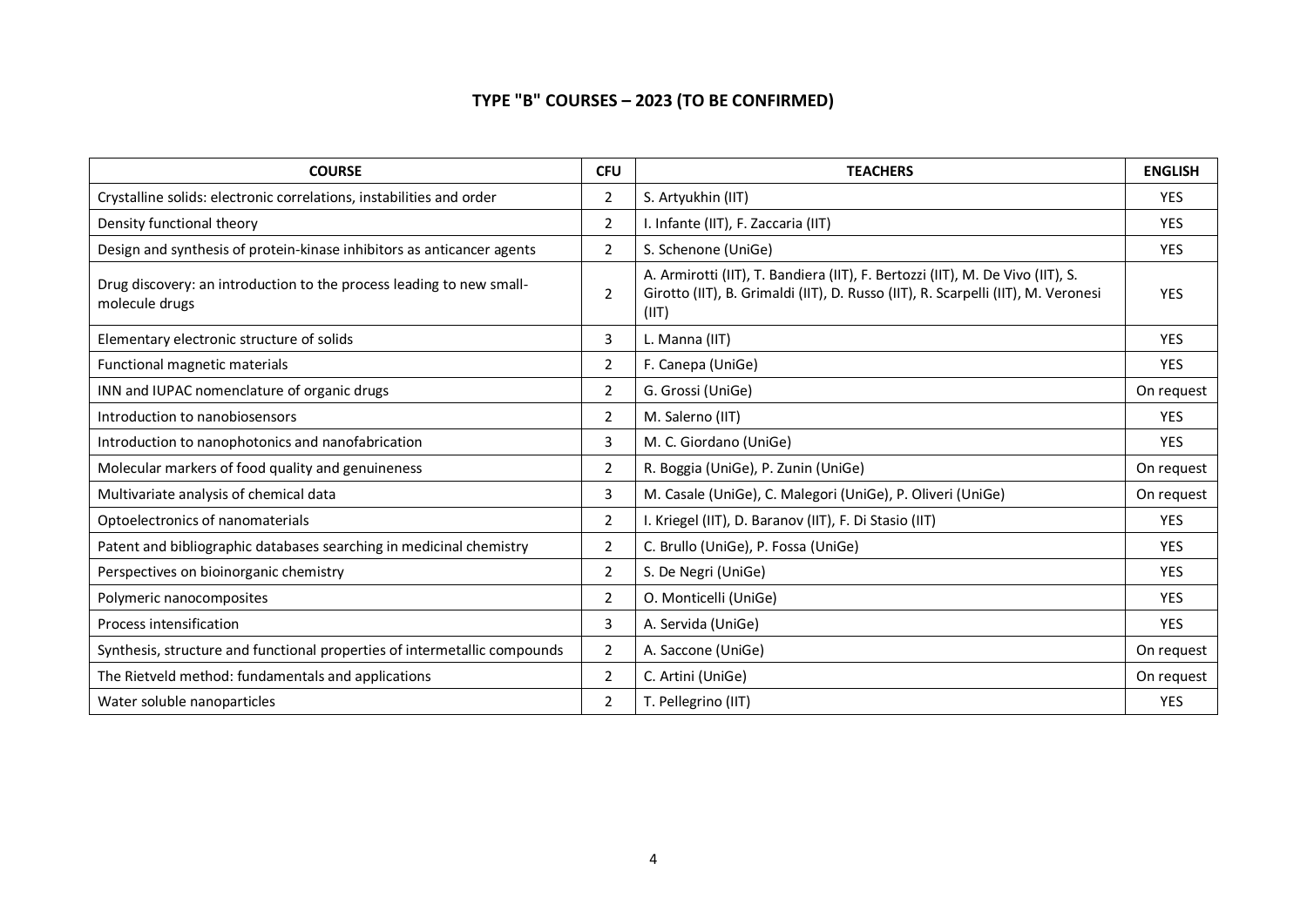# TYPE "B" COURSES – 2023 (TO BE CONFIRMED)

| COURSE | CFU | TEACHERS | ENGLISH |
|---|---|---|---|
| Crystalline solids: electronic correlations, instabilities and order | 2 | S. Artyukhin (IIT) | YES |
| Density functional theory | 2 | I. Infante (IIT), F. Zaccaria (IIT) | YES |
| Design and synthesis of protein-kinase inhibitors as anticancer agents | 2 | S. Schenone (UniGe) | YES |
| Drug discovery: an introduction to the process leading to new small-molecule drugs | 2 | A. Armirotti (IIT), T. Bandiera (IIT), F. Bertozzi (IIT), M. De Vivo (IIT), S. Girotto (IIT), B. Grimaldi (IIT), D. Russo (IIT), R. Scarpelli (IIT), M. Veronesi (IIT) | YES |
| Elementary electronic structure of solids | 3 | L. Manna (IIT) | YES |
| Functional magnetic materials | 2 | F. Canepa (UniGe) | YES |
| INN and IUPAC nomenclature of organic drugs | 2 | G. Grossi (UniGe) | On request |
| Introduction to nanobiosensors | 2 | M. Salerno (IIT) | YES |
| Introduction to nanophotonics and nanofabrication | 3 | M. C. Giordano (UniGe) | YES |
| Molecular markers of food quality and genuineness | 2 | R. Boggia (UniGe), P. Zunin (UniGe) | On request |
| Multivariate analysis of chemical data | 3 | M. Casale (UniGe), C. Malegori (UniGe), P. Oliveri (UniGe) | On request |
| Optoelectronics of nanomaterials | 2 | I. Kriegel (IIT), D. Baranov (IIT), F. Di Stasio (IIT) | YES |
| Patent and bibliographic databases searching in medicinal chemistry | 2 | C. Brullo (UniGe), P. Fossa (UniGe) | YES |
| Perspectives on bioinorganic chemistry | 2 | S. De Negri (UniGe) | YES |
| Polymeric nanocomposites | 2 | O. Monticelli (UniGe) | YES |
| Process intensification | 3 | A. Servida (UniGe) | YES |
| Synthesis, structure and functional properties of intermetallic compounds | 2 | A. Saccone (UniGe) | On request |
| The Rietveld method: fundamentals and applications | 2 | C. Artini (UniGe) | On request |
| Water soluble nanoparticles | 2 | T. Pellegrino (IIT) | YES |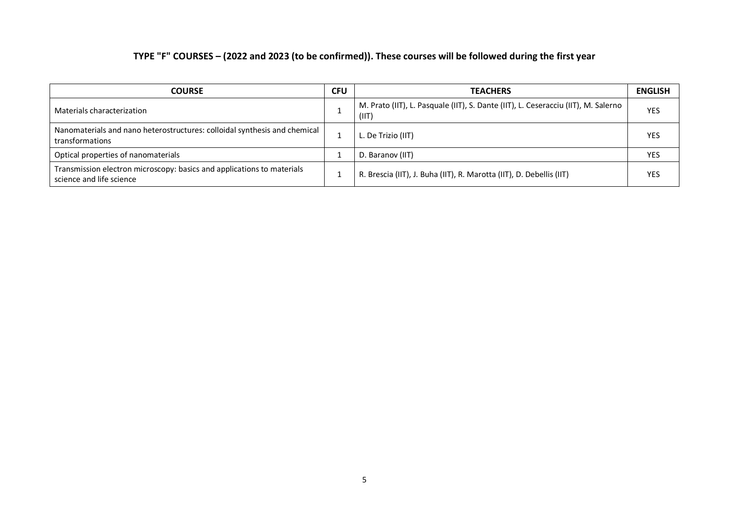**TYPE "F" COURSES – (2022 and 2023 (to be confirmed)). These courses will be followed during the first year**

| COURSE | CFU | TEACHERS | ENGLISH |
|---|---|---|---|
| Materials characterization | 1 | M. Prato (IIT), L. Pasquale (IIT), S. Dante (IIT), L. Ceseracciu (IIT), M. Salerno (IIT) | YES |
| Nanomaterials and nano heterostructures: colloidal synthesis and chemical transformations | 1 | L. De Trizio (IIT) | YES |
| Optical properties of nanomaterials | 1 | D. Baranov (IIT) | YES |
| Transmission electron microscopy: basics and applications to materials science and life science | 1 | R. Brescia (IIT), J. Buha (IIT), R. Marotta (IIT), D. Debellis (IIT) | YES |